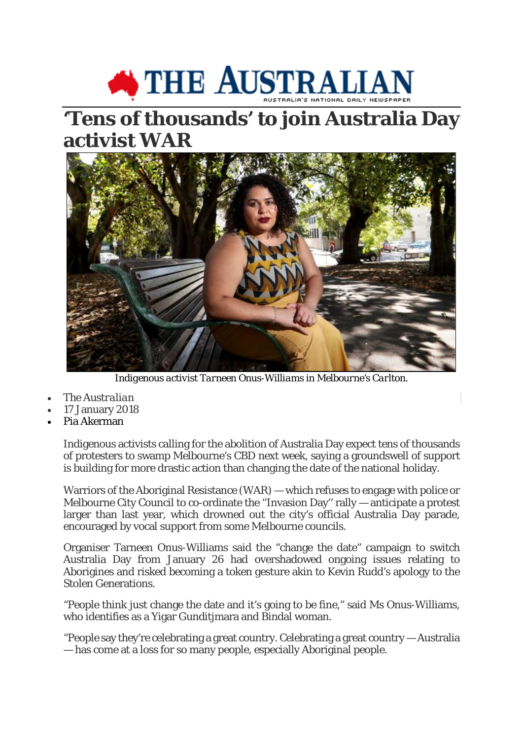# THE AUSTRALIAN

AUSTRALIA'S NATIONAL DAILY NEWSPAPER

# 'Tens of thousands' to join Australia Day activist WAR

*Indigenous activist Tarneen Onus-Williams in Melbourne's Carlton.*

- *The Australian*
- 17 January 2018
- Pia Akerman

Indigenous activists calling for the abolition of Australia Day expect tens of thousands of protesters to swamp Melbourne's CBD next week, saying a groundswell of support is building for more drastic action than changing the date of the national holiday.

Warriors of the Aboriginal Resistance (WAR) — which refuses to engage with police or Melbourne City Council to co-ordinate the "Invasion Day" rally — anticipate a protest larger than last year, which drowned out the city's official Australia Day parade, encouraged by vocal support from some Melbourne councils.

Organiser Tarneen Onus-Williams said the "change the date" campaign to switch Australia Day from January 26 had overshadowed ongoing issues relating to Aborigines and risked becoming a token gesture akin to Kevin Rudd's apology to the Stolen Generations.

"People think just change the date and it's going to be fine," said Ms Onus-Williams, who identifies as a Yigar Gunditjmara and Bindal woman.

"People say they're celebrating a great country. Celebrating a great country — Australia — has come at a loss for so many people, especially Aboriginal people.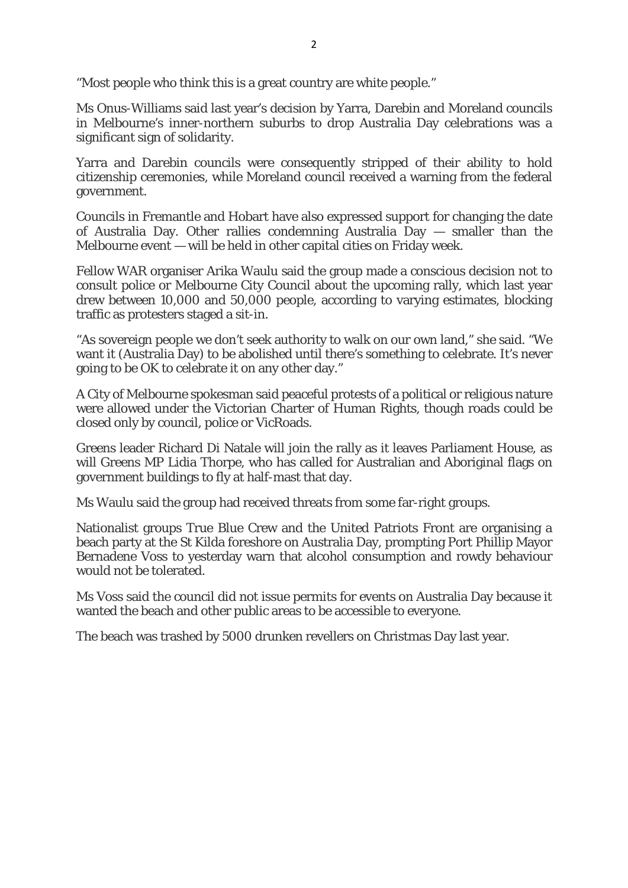"Most people who think this is a great country are white people."

Ms Onus-Williams said last year's decision by Yarra, Darebin and Moreland councils in Melbourne's inner-northern suburbs to drop Australia Day celebrations was a significant sign of solidarity.

Yarra and Darebin councils were consequently stripped of their ability to hold citizenship ceremonies, while Moreland council received a warning from the federal government.

Councils in Fremantle and Hobart have also expressed support for changing the date of Australia Day. Other rallies condemning Australia Day — smaller than the Melbourne event — will be held in other capital cities on Friday week.

Fellow WAR organiser Arika Waulu said the group made a conscious decision not to consult police or Melbourne City Council about the upcoming rally, which last year drew between 10,000 and 50,000 people, according to varying estimates, blocking traffic as protesters staged a sit-in.

"As sovereign people we don't seek authority to walk on our own land," she said. "We want it (Australia Day) to be abolished until there's something to celebrate. It's never going to be OK to celebrate it on any other day."

A City of Melbourne spokesman said peaceful protests of a political or religious nature were allowed under the Victorian Charter of Human Rights, though roads could be closed only by council, police or VicRoads.

Greens leader Richard Di Natale will join the rally as it leaves Parliament House, as will Greens MP Lidia Thorpe, who has called for Australian and Aboriginal flags on government buildings to fly at half-mast that day.

Ms Waulu said the group had received threats from some far-right groups.

Nationalist groups True Blue Crew and the United Patriots Front are organising a beach party at the St Kilda foreshore on Australia Day, prompting Port Phillip Mayor Bernadene Voss to yesterday warn that alcohol consumption and rowdy behaviour would not be tolerated.

Ms Voss said the council did not issue permits for events on Australia Day because it wanted the beach and other public areas to be accessible to everyone.

The beach was trashed by 5000 drunken revellers on Christmas Day last year.